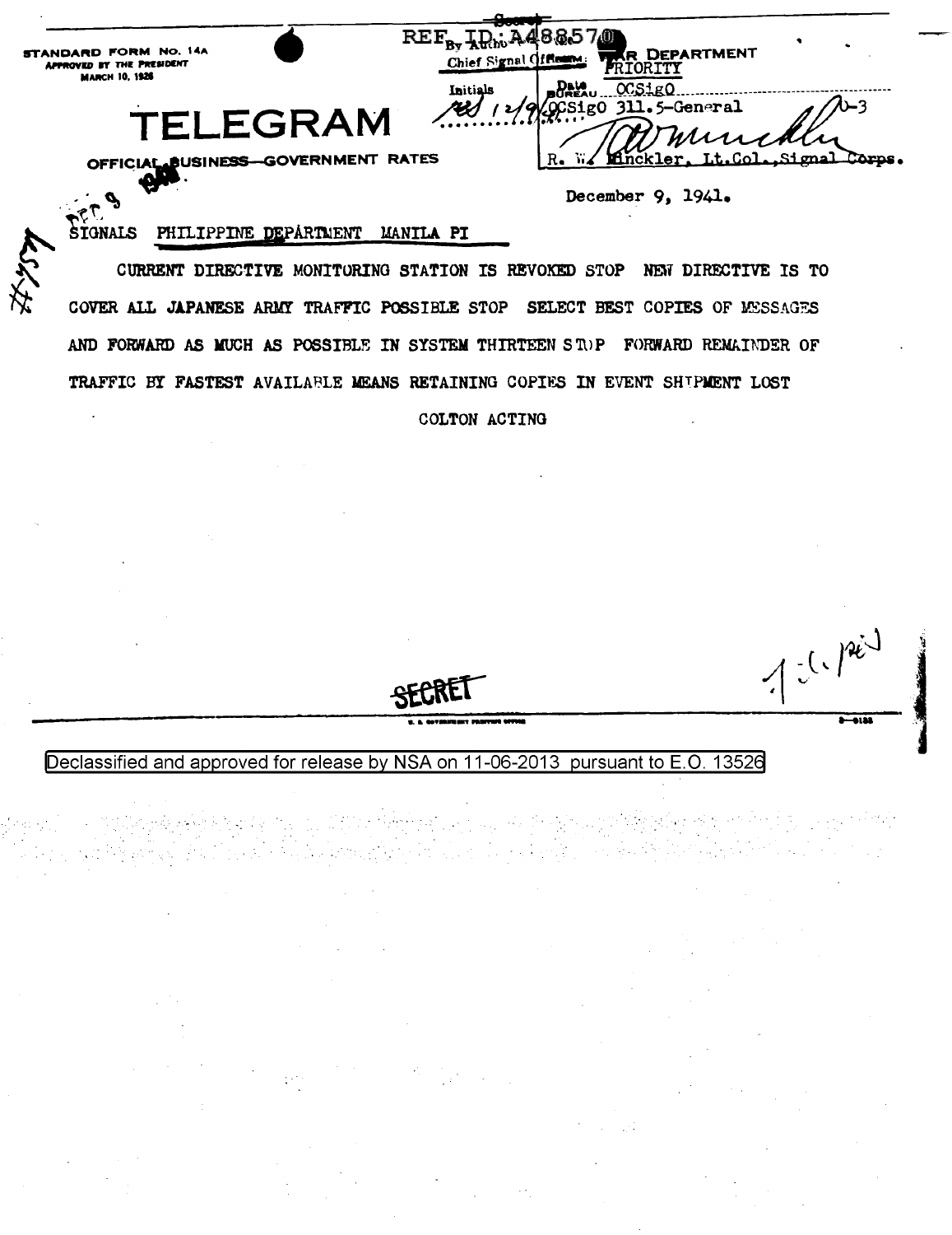REF ID:A488570

STANDARD FORM No. 14A
APPROVED BY THE PRESIDENT
MARCH 10, 1926

# TELEGRAM

OFFICIAL BUSINESS—GOVERNMENT RATES

Secret

Chief Signal Officer; WAR DEPARTMENT
PRIORITY

Initials
RB 12/9/41

BUREAU OCSigO
OCSigO 311.5-General

R. W. Minckler, Lt.Col.,Signal Corps.

December 9, 1941.

SIGNALS PHILIPPINE DEPARTMENT MANILA PI

CURRENT DIRECTIVE MONITORING STATION IS REVOKED STOP NEW DIRECTIVE IS TO COVER ALL JAPANESE ARMY TRAFFIC POSSIBLE STOP SELECT BEST COPIES OF MESSAGES AND FORWARD AS MUCH AS POSSIBLE IN SYSTEM THIRTEEN STOP FORWARD REMAINDER OF TRAFFIC BY FASTEST AVAILABLE MEANS RETAINING COPIES IN EVENT SHIPMENT LOST

COLTON ACTING

SECRET

Declassified and approved for release by NSA on 11-06-2013 pursuant to E.O. 13526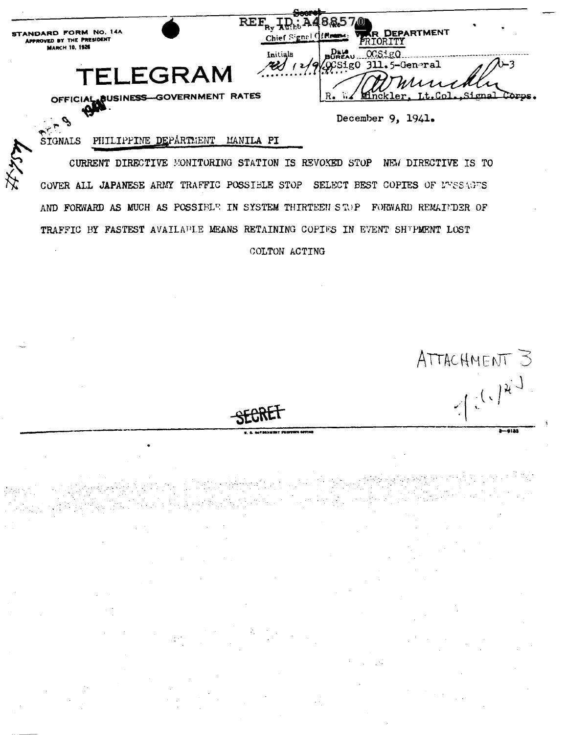REF ID:A488570

Secret

STANDARD FORM NO. 14A
APPROVED BY THE PRESIDENT
MARCH 10, 1926

# TELEGRAM

OFFICIAL BUSINESS—GOVERNMENT RATES

Chief Signal Officer
Initials 12/9

From: WAR DEPARTMENT
PRIORITY
BUREAU OCSigO
OCSigO 311.5-General

R. W. Minckler, Lt.Col., Signal Corps.

December 9, 1941.

SIGNALS PHILIPPINE DEPARTMENT MANILA PI

CURRENT DIRECTIVE MONITORING STATION IS REVOKED STOP NEW DIRECTIVE IS TO COVER ALL JAPANESE ARMY TRAFFIC POSSIBLE STOP SELECT BEST COPIES OF MESSAGES AND FORWARD AS MUCH AS POSSIBLE IN SYSTEM THIRTEEN STOP FORWARD REMAINDER OF TRAFFIC BY FASTEST AVAILABLE MEANS RETAINING COPIES IN EVENT SHIPMENT LOST

COLTON ACTING

ATTACHMENT 3

SECRET